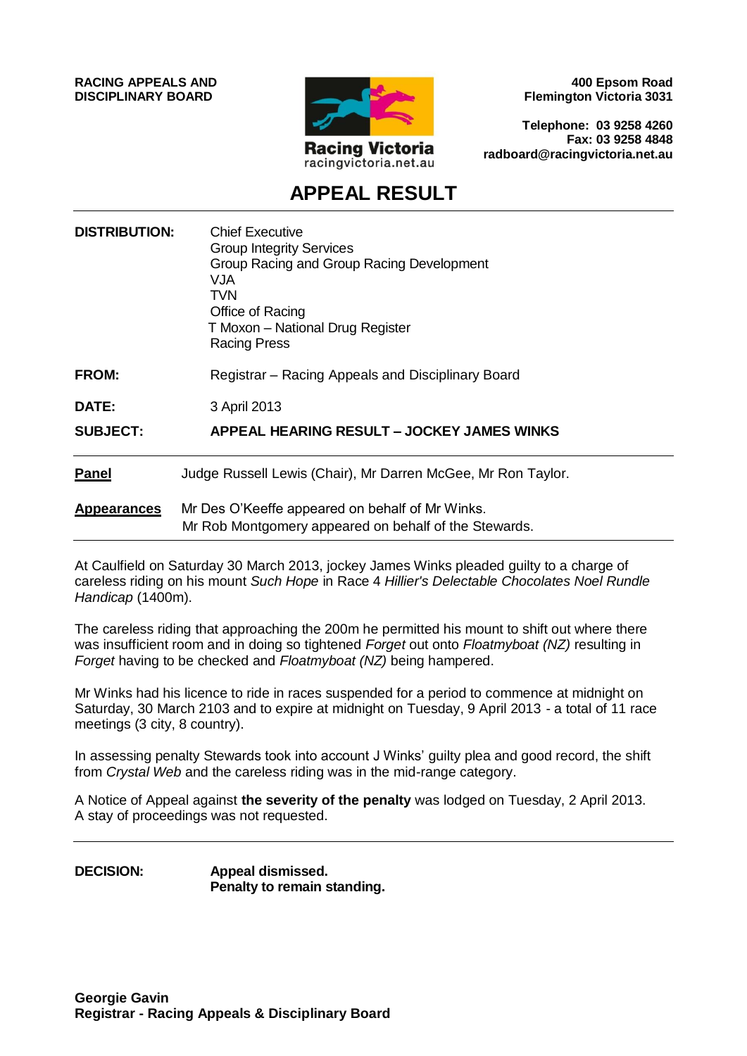**RACING APPEALS AND DISCIPLINARY BOARD**

**400 Epsom Road**
**Flemington Victoria 3031**

**Telephone: 03 9258 4260**
**Fax: 03 9258 4848**
**radboard@racingvictoria.net.au**

Racing Victoria
racingvictoria.net.au

# APPEAL RESULT

**DISTRIBUTION:** Chief Executive
Group Integrity Services
Group Racing and Group Racing Development
VJA
TVN
Office of Racing
T Moxon – National Drug Register
Racing Press

**FROM:** Registrar – Racing Appeals and Disciplinary Board

**DATE:** 3 April 2013

**SUBJECT:** **APPEAL HEARING RESULT – JOCKEY JAMES WINKS**

---

**Panel** Judge Russell Lewis (Chair), Mr Darren McGee, Mr Ron Taylor.

**Appearances** Mr Des O'Keeffe appeared on behalf of Mr Winks.
Mr Rob Montgomery appeared on behalf of the Stewards.

---

At Caulfield on Saturday 30 March 2013, jockey James Winks pleaded guilty to a charge of careless riding on his mount *Such Hope* in Race 4 *Hillier's Delectable Chocolates Noel Rundle Handicap* (1400m).

The careless riding that approaching the 200m he permitted his mount to shift out where there was insufficient room and in doing so tightened *Forget* out onto *Floatmyboat (NZ)* resulting in *Forget* having to be checked and *Floatmyboat (NZ)* being hampered.

Mr Winks had his licence to ride in races suspended for a period to commence at midnight on Saturday, 30 March 2103 and to expire at midnight on Tuesday, 9 April 2013 - a total of 11 race meetings (3 city, 8 country).

In assessing penalty Stewards took into account J Winks' guilty plea and good record, the shift from *Crystal Web* and the careless riding was in the mid-range category.

A Notice of Appeal against **the severity of the penalty** was lodged on Tuesday, 2 April 2013. A stay of proceedings was not requested.

---

**DECISION:** **Appeal dismissed.**
**Penalty to remain standing.**

**Georgie Gavin**
**Registrar - Racing Appeals & Disciplinary Board**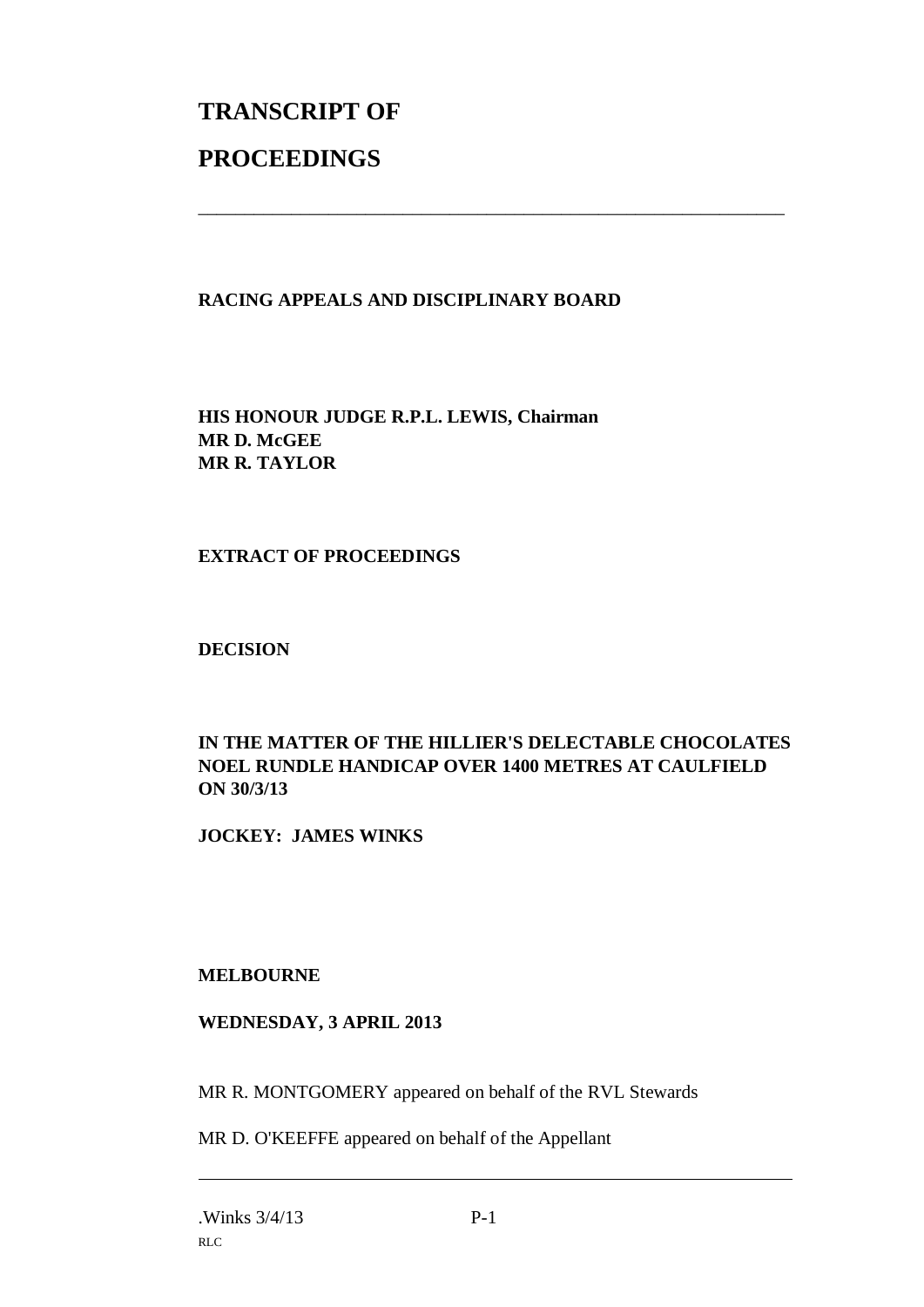# TRANSCRIPT OF

# PROCEEDINGS

---

**RACING APPEALS AND DISCIPLINARY BOARD**

**HIS HONOUR JUDGE R.P.L. LEWIS, Chairman**
**MR D. McGEE**
**MR R. TAYLOR**

**EXTRACT OF PROCEEDINGS**

**DECISION**

**IN THE MATTER OF THE HILLIER'S DELECTABLE CHOCOLATES NOEL RUNDLE HANDICAP OVER 1400 METRES AT CAULFIELD ON 30/3/13**

**JOCKEY: JAMES WINKS**

**MELBOURNE**

**WEDNESDAY, 3 APRIL 2013**

MR R. MONTGOMERY appeared on behalf of the RVL Stewards

MR D. O'KEEFFE appeared on behalf of the Appellant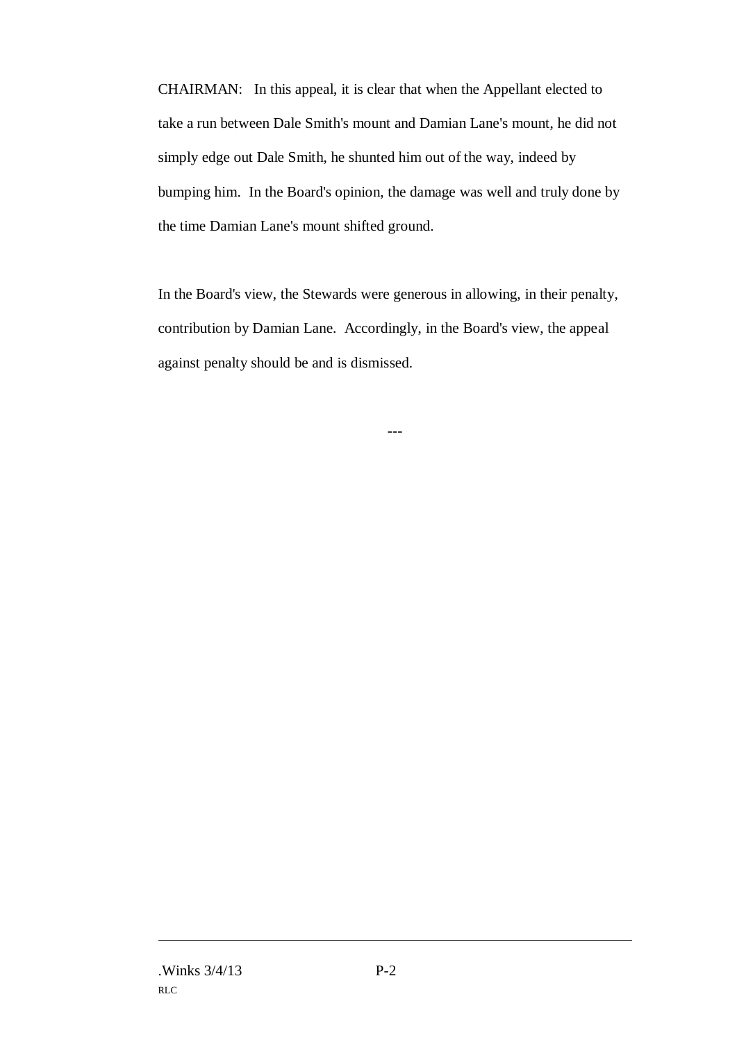CHAIRMAN: In this appeal, it is clear that when the Appellant elected to take a run between Dale Smith's mount and Damian Lane's mount, he did not simply edge out Dale Smith, he shunted him out of the way, indeed by bumping him. In the Board's opinion, the damage was well and truly done by the time Damian Lane's mount shifted ground.

In the Board's view, the Stewards were generous in allowing, in their penalty, contribution by Damian Lane. Accordingly, in the Board's view, the appeal against penalty should be and is dismissed.

---